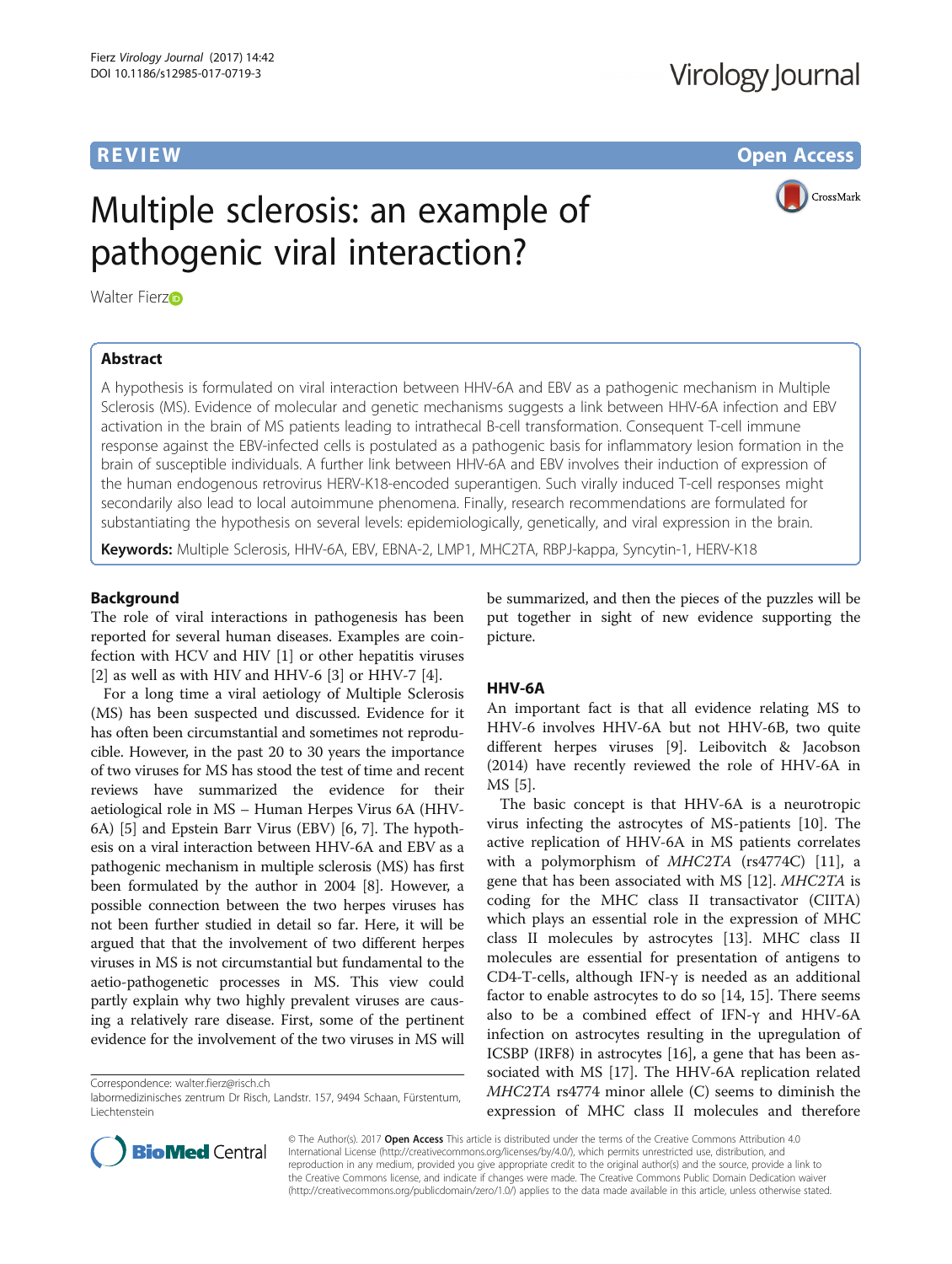REVIEW Open Access

# Multiple sclerosis: an example of pathogenic viral interaction?

Walter Fierz

## Abstract

A hypothesis is formulated on viral interaction between HHV-6A and EBV as a pathogenic mechanism in Multiple Sclerosis (MS). Evidence of molecular and genetic mechanisms suggests a link between HHV-6A infection and EBV activation in the brain of MS patients leading to intrathecal B-cell transformation. Consequent T-cell immune response against the EBV-infected cells is postulated as a pathogenic basis for inflammatory lesion formation in the brain of susceptible individuals. A further link between HHV-6A and EBV involves their induction of expression of the human endogenous retrovirus HERV-K18-encoded superantigen. Such virally induced T-cell responses might secondarily also lead to local autoimmune phenomena. Finally, research recommendations are formulated for substantiating the hypothesis on several levels: epidemiologically, genetically, and viral expression in the brain.

**Keywords:** Multiple Sclerosis, HHV-6A, EBV, EBNA-2, LMP1, MHC2TA, RBPJ-kappa, Syncytin-1, HERV-K18

## Background

The role of viral interactions in pathogenesis has been reported for several human diseases. Examples are coinfection with HCV and HIV [1] or other hepatitis viruses [2] as well as with HIV and HHV-6 [3] or HHV-7 [4].

For a long time a viral aetiology of Multiple Sclerosis (MS) has been suspected und discussed. Evidence for it has often been circumstantial and sometimes not reproducible. However, in the past 20 to 30 years the importance of two viruses for MS has stood the test of time and recent reviews have summarized the evidence for their aetiological role in MS – Human Herpes Virus 6A (HHV-6A) [5] and Epstein Barr Virus (EBV) [6, 7]. The hypothesis on a viral interaction between HHV-6A and EBV as a pathogenic mechanism in multiple sclerosis (MS) has first been formulated by the author in 2004 [8]. However, a possible connection between the two herpes viruses has not been further studied in detail so far. Here, it will be argued that that the involvement of two different herpes viruses in MS is not circumstantial but fundamental to the aetio-pathogenetic processes in MS. This view could partly explain why two highly prevalent viruses are causing a relatively rare disease. First, some of the pertinent evidence for the involvement of the two viruses in MS will be summarized, and then the pieces of the puzzles will be put together in sight of new evidence supporting the picture.

## HHV-6A

An important fact is that all evidence relating MS to HHV-6 involves HHV-6A but not HHV-6B, two quite different herpes viruses [9]. Leibovitch & Jacobson (2014) have recently reviewed the role of HHV-6A in MS [5].

The basic concept is that HHV-6A is a neurotropic virus infecting the astrocytes of MS-patients [10]. The active replication of HHV-6A in MS patients correlates with a polymorphism of *MHC2TA* (rs4774C) [11], a gene that has been associated with MS [12]. *MHC2TA* is coding for the MHC class II transactivator (CIITA) which plays an essential role in the expression of MHC class II molecules by astrocytes [13]. MHC class II molecules are essential for presentation of antigens to CD4-T-cells, although IFN-γ is needed as an additional factor to enable astrocytes to do so [14, 15]. There seems also to be a combined effect of IFN-γ and HHV-6A infection on astrocytes resulting in the upregulation of ICSBP (IRF8) in astrocytes [16], a gene that has been associated with MS [17]. The HHV-6A replication related *MHC2TA* rs4774 minor allele (C) seems to diminish the expression of MHC class II molecules and therefore

Correspondence: walter.fierz@risch.ch
labormedizinisches zentrum Dr Risch, Landstr. 157, 9494 Schaan, Fürstentum, Liechtenstein

© The Author(s). 2017 **Open Access** This article is distributed under the terms of the Creative Commons Attribution 4.0 International License (http://creativecommons.org/licenses/by/4.0/), which permits unrestricted use, distribution, and reproduction in any medium, provided you give appropriate credit to the original author(s) and the source, provide a link to the Creative Commons license, and indicate if changes were made. The Creative Commons Public Domain Dedication waiver (http://creativecommons.org/publicdomain/zero/1.0/) applies to the data made available in this article, unless otherwise stated.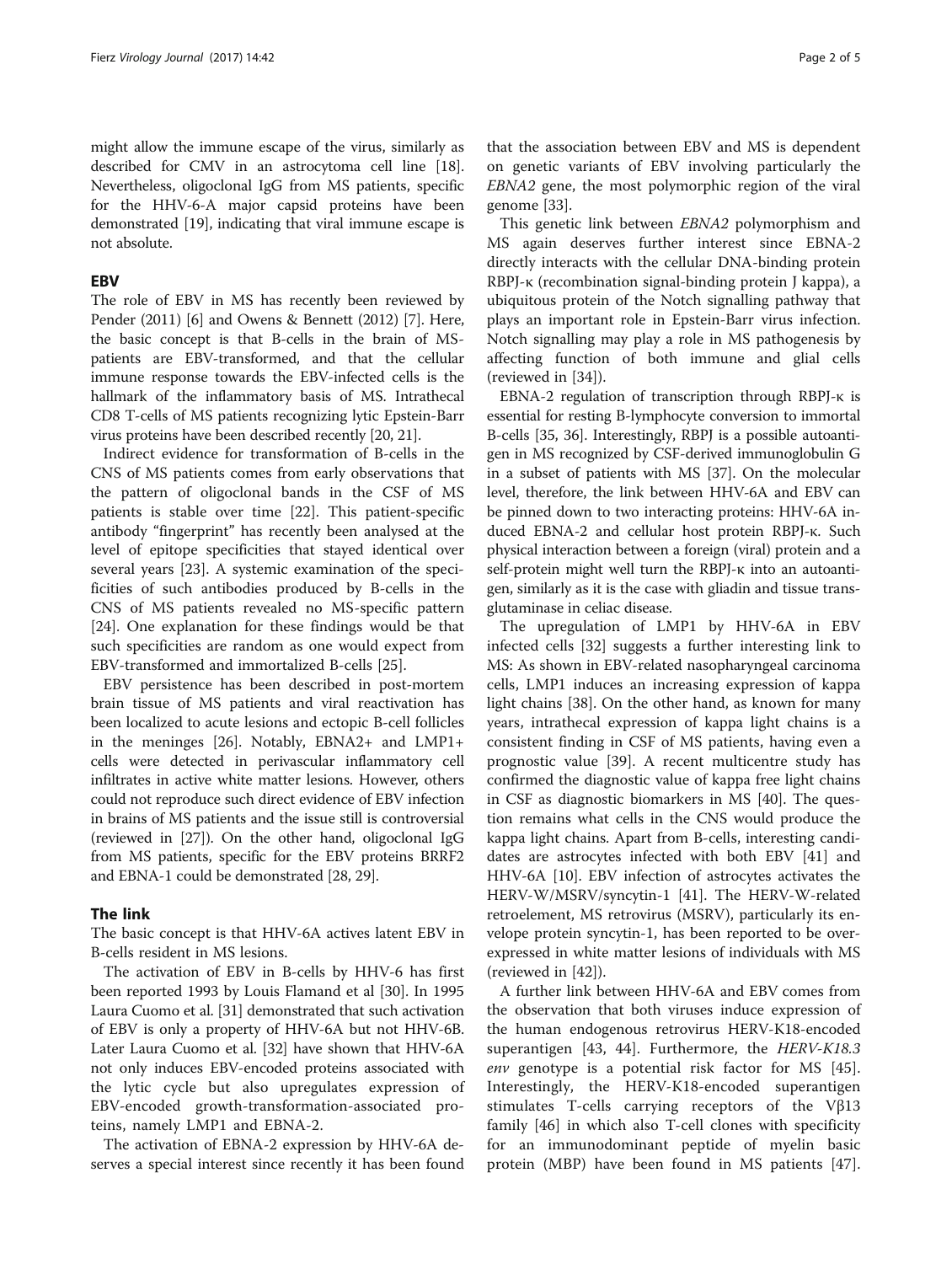might allow the immune escape of the virus, similarly as described for CMV in an astrocytoma cell line [18]. Nevertheless, oligoclonal IgG from MS patients, specific for the HHV-6-A major capsid proteins have been demonstrated [19], indicating that viral immune escape is not absolute.

## EBV

The role of EBV in MS has recently been reviewed by Pender (2011) [6] and Owens & Bennett (2012) [7]. Here, the basic concept is that B-cells in the brain of MS-patients are EBV-transformed, and that the cellular immune response towards the EBV-infected cells is the hallmark of the inflammatory basis of MS. Intrathecal CD8 T-cells of MS patients recognizing lytic Epstein-Barr virus proteins have been described recently [20, 21].

Indirect evidence for transformation of B-cells in the CNS of MS patients comes from early observations that the pattern of oligoclonal bands in the CSF of MS patients is stable over time [22]. This patient-specific antibody "fingerprint" has recently been analysed at the level of epitope specificities that stayed identical over several years [23]. A systemic examination of the specificities of such antibodies produced by B-cells in the CNS of MS patients revealed no MS-specific pattern [24]. One explanation for these findings would be that such specificities are random as one would expect from EBV-transformed and immortalized B-cells [25].

EBV persistence has been described in post-mortem brain tissue of MS patients and viral reactivation has been localized to acute lesions and ectopic B-cell follicles in the meninges [26]. Notably, EBNA2+ and LMP1+ cells were detected in perivascular inflammatory cell infiltrates in active white matter lesions. However, others could not reproduce such direct evidence of EBV infection in brains of MS patients and the issue still is controversial (reviewed in [27]). On the other hand, oligoclonal IgG from MS patients, specific for the EBV proteins BRRF2 and EBNA-1 could be demonstrated [28, 29].

## The link

The basic concept is that HHV-6A actives latent EBV in B-cells resident in MS lesions.

The activation of EBV in B-cells by HHV-6 has first been reported 1993 by Louis Flamand et al [30]. In 1995 Laura Cuomo et al. [31] demonstrated that such activation of EBV is only a property of HHV-6A but not HHV-6B. Later Laura Cuomo et al. [32] have shown that HHV-6A not only induces EBV-encoded proteins associated with the lytic cycle but also upregulates expression of EBV-encoded growth-transformation-associated proteins, namely LMP1 and EBNA-2.

The activation of EBNA-2 expression by HHV-6A deserves a special interest since recently it has been found that the association between EBV and MS is dependent on genetic variants of EBV involving particularly the *EBNA2* gene, the most polymorphic region of the viral genome [33].

This genetic link between *EBNA2* polymorphism and MS again deserves further interest since EBNA-2 directly interacts with the cellular DNA-binding protein RBPJ-κ (recombination signal-binding protein J kappa), a ubiquitous protein of the Notch signalling pathway that plays an important role in Epstein-Barr virus infection. Notch signalling may play a role in MS pathogenesis by affecting function of both immune and glial cells (reviewed in [34]).

EBNA-2 regulation of transcription through RBPJ-κ is essential for resting B-lymphocyte conversion to immortal B-cells [35, 36]. Interestingly, RBPJ is a possible autoantigen in MS recognized by CSF-derived immunoglobulin G in a subset of patients with MS [37]. On the molecular level, therefore, the link between HHV-6A and EBV can be pinned down to two interacting proteins: HHV-6A induced EBNA-2 and cellular host protein RBPJ-κ. Such physical interaction between a foreign (viral) protein and a self-protein might well turn the RBPJ-κ into an autoantigen, similarly as it is the case with gliadin and tissue transglutaminase in celiac disease.

The upregulation of LMP1 by HHV-6A in EBV infected cells [32] suggests a further interesting link to MS: As shown in EBV-related nasopharyngeal carcinoma cells, LMP1 induces an increasing expression of kappa light chains [38]. On the other hand, as known for many years, intrathecal expression of kappa light chains is a consistent finding in CSF of MS patients, having even a prognostic value [39]. A recent multicentre study has confirmed the diagnostic value of kappa free light chains in CSF as diagnostic biomarkers in MS [40]. The question remains what cells in the CNS would produce the kappa light chains. Apart from B-cells, interesting candidates are astrocytes infected with both EBV [41] and HHV-6A [10]. EBV infection of astrocytes activates the HERV-W/MSRV/syncytin-1 [41]. The HERV-W-related retroelement, MS retrovirus (MSRV), particularly its envelope protein syncytin-1, has been reported to be overexpressed in white matter lesions of individuals with MS (reviewed in [42]).

A further link between HHV-6A and EBV comes from the observation that both viruses induce expression of the human endogenous retrovirus HERV-K18-encoded superantigen [43, 44]. Furthermore, the *HERV-K18.3 env* genotype is a potential risk factor for MS [45]. Interestingly, the HERV-K18-encoded superantigen stimulates T-cells carrying receptors of the Vβ13 family [46] in which also T-cell clones with specificity for an immunodominant peptide of myelin basic protein (MBP) have been found in MS patients [47].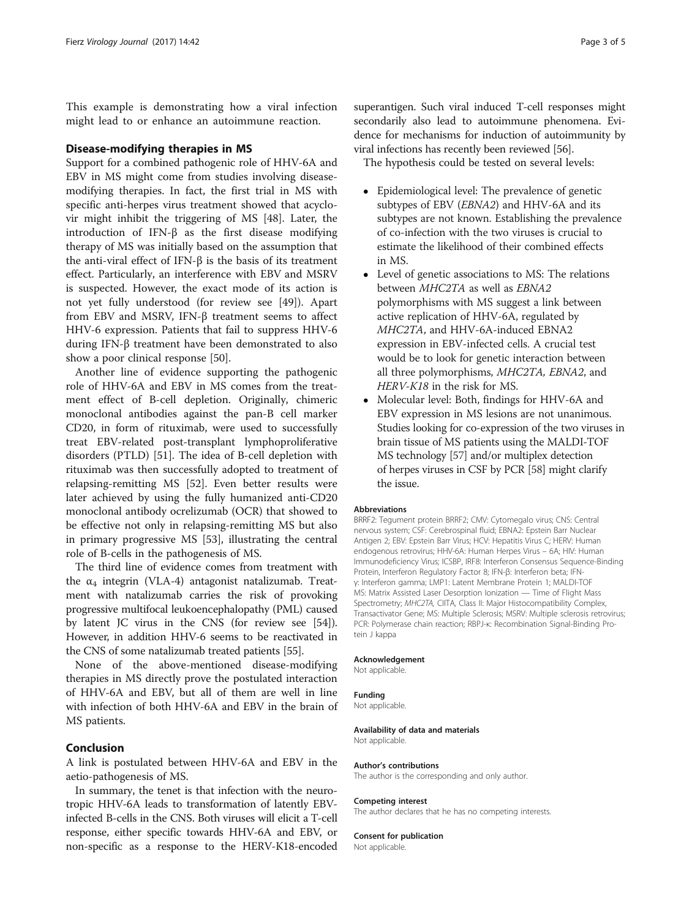This example is demonstrating how a viral infection might lead to or enhance an autoimmune reaction.

## Disease-modifying therapies in MS

Support for a combined pathogenic role of HHV-6A and EBV in MS might come from studies involving disease-modifying therapies. In fact, the first trial in MS with specific anti-herpes virus treatment showed that acyclovir might inhibit the triggering of MS [48]. Later, the introduction of IFN-β as the first disease modifying therapy of MS was initially based on the assumption that the anti-viral effect of IFN-β is the basis of its treatment effect. Particularly, an interference with EBV and MSRV is suspected. However, the exact mode of its action is not yet fully understood (for review see [49]). Apart from EBV and MSRV, IFN-β treatment seems to affect HHV-6 expression. Patients that fail to suppress HHV-6 during IFN-β treatment have been demonstrated to also show a poor clinical response [50].

Another line of evidence supporting the pathogenic role of HHV-6A and EBV in MS comes from the treatment effect of B-cell depletion. Originally, chimeric monoclonal antibodies against the pan-B cell marker CD20, in form of rituximab, were used to successfully treat EBV-related post-transplant lymphoproliferative disorders (PTLD) [51]. The idea of B-cell depletion with rituximab was then successfully adopted to treatment of relapsing-remitting MS [52]. Even better results were later achieved by using the fully humanized anti-CD20 monoclonal antibody ocrelizumab (OCR) that showed to be effective not only in relapsing-remitting MS but also in primary progressive MS [53], illustrating the central role of B-cells in the pathogenesis of MS.

The third line of evidence comes from treatment with the $\alpha_4$ integrin (VLA-4) antagonist natalizumab. Treatment with natalizumab carries the risk of provoking progressive multifocal leukoencephalopathy (PML) caused by latent JC virus in the CNS (for review see [54]). However, in addition HHV-6 seems to be reactivated in the CNS of some natalizumab treated patients [55].

None of the above-mentioned disease-modifying therapies in MS directly prove the postulated interaction of HHV-6A and EBV, but all of them are well in line with infection of both HHV-6A and EBV in the brain of MS patients.

## Conclusion

A link is postulated between HHV-6A and EBV in the aetio-pathogenesis of MS.

In summary, the tenet is that infection with the neurotropic HHV-6A leads to transformation of latently EBV-infected B-cells in the CNS. Both viruses will elicit a T-cell response, either specific towards HHV-6A and EBV, or non-specific as a response to the HERV-K18-encoded superantigen. Such viral induced T-cell responses might secondarily also lead to autoimmune phenomena. Evidence for mechanisms for induction of autoimmunity by viral infections has recently been reviewed [56].

The hypothesis could be tested on several levels:

- Epidemiological level: The prevalence of genetic subtypes of EBV (*EBNA2*) and HHV-6A and its subtypes are not known. Establishing the prevalence of co-infection with the two viruses is crucial to estimate the likelihood of their combined effects in MS.
- Level of genetic associations to MS: The relations between *MHC2TA* as well as *EBNA2* polymorphisms with MS suggest a link between active replication of HHV-6A, regulated by *MHC2TA*, and HHV-6A-induced EBNA2 expression in EBV-infected cells. A crucial test would be to look for genetic interaction between all three polymorphisms, *MHC2TA, EBNA2*, and *HERV-K18* in the risk for MS.
- Molecular level: Both, findings for HHV-6A and EBV expression in MS lesions are not unanimous. Studies looking for co-expression of the two viruses in brain tissue of MS patients using the MALDI-TOF MS technology [57] and/or multiplex detection of herpes viruses in CSF by PCR [58] might clarify the issue.

### Abbreviations

BRRF2: Tegument protein BRRF2; CMV: Cytomegalo virus; CNS: Central nervous system; CSF: Cerebrospinal fluid; EBNA2: Epstein Barr Nuclear Antigen 2; EBV: Epstein Barr Virus; HCV: Hepatitis Virus C; HERV: Human endogenous retrovirus; HHV-6A: Human Herpes Virus – 6A; HIV: Human Immunodeficiency Virus; ICSBP, IRF8: Interferon Consensus Sequence-Binding Protein, Interferon Regulatory Factor 8; IFN-β: Interferon beta; IFN-γ: Interferon gamma; LMP1: Latent Membrane Protein 1; MALDI-TOF MS: Matrix Assisted Laser Desorption Ionization — Time of Flight Mass Spectrometry; *MHC2TA*, CIITA, Class II: Major Histocompatibility Complex, Transactivator Gene; MS: Multiple Sclerosis; MSRV: Multiple sclerosis retrovirus; PCR: Polymerase chain reaction; RBPJ-κ: Recombination Signal-Binding Protein J kappa

### Acknowledgement

Not applicable.

### Funding

Not applicable.

### Availability of data and materials

Not applicable.

### Author's contributions

The author is the corresponding and only author.

### Competing interest

The author declares that he has no competing interests.

### Consent for publication

Not applicable.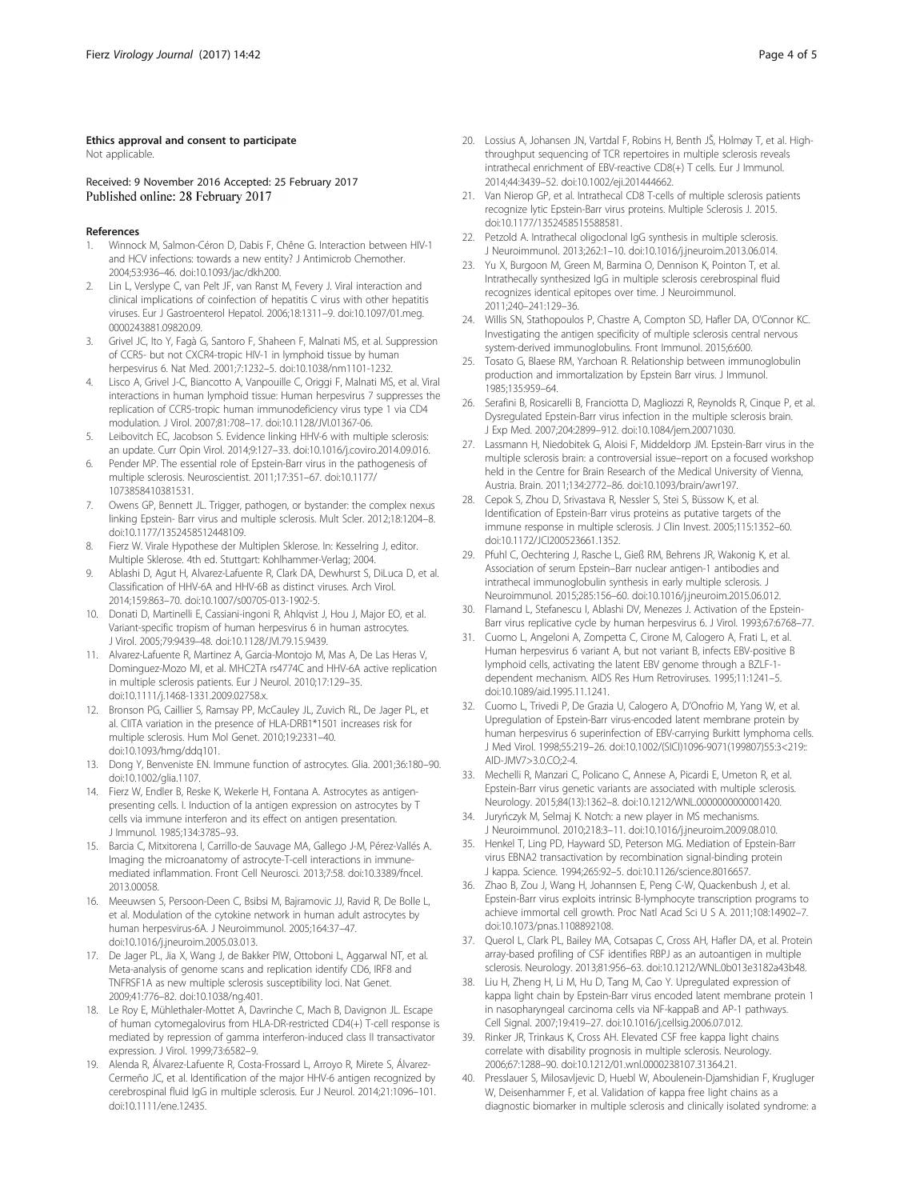**Ethics approval and consent to participate**

Not applicable.

Received: 9 November 2016 Accepted: 25 February 2017
Published online: 28 February 2017

## References

1. Winnock M, Salmon-Céron D, Dabis F, Chêne G. Interaction between HIV-1 and HCV infections: towards a new entity? J Antimicrob Chemother. 2004;53:936–46. doi:10.1093/jac/dkh200.
2. Lin L, Verslype C, van Pelt JF, van Ranst M, Fevery J. Viral interaction and clinical implications of coinfection of hepatitis C virus with other hepatitis viruses. Eur J Gastroenterol Hepatol. 2006;18:1311–9. doi:10.1097/01.meg.0000243881.09820.09.
3. Grivel JC, Ito Y, Fagà G, Santoro F, Shaheen F, Malnati MS, et al. Suppression of CCR5- but not CXCR4-tropic HIV-1 in lymphoid tissue by human herpesvirus 6. Nat Med. 2001;7:1232–5. doi:10.1038/nm1101-1232.
4. Lisco A, Grivel J-C, Biancotto A, Vanpouille C, Origgi F, Malnati MS, et al. Viral interactions in human lymphoid tissue: Human herpesvirus 7 suppresses the replication of CCR5-tropic human immunodeficiency virus type 1 via CD4 modulation. J Virol. 2007;81:708–17. doi:10.1128/JVI.01367-06.
5. Leibovitch EC, Jacobson S. Evidence linking HHV-6 with multiple sclerosis: an update. Curr Opin Virol. 2014;9:127–33. doi:10.1016/j.coviro.2014.09.016.
6. Pender MP. The essential role of Epstein-Barr virus in the pathogenesis of multiple sclerosis. Neuroscientist. 2011;17:351–67. doi:10.1177/1073858410381531.
7. Owens GP, Bennett JL. Trigger, pathogen, or bystander: the complex nexus linking Epstein- Barr virus and multiple sclerosis. Mult Scler. 2012;18:1204–8. doi:10.1177/1352458512448109.
8. Fierz W. Virale Hypothese der Multiplen Sklerose. In: Kesselring J, editor. Multiple Sklerose. 4th ed. Stuttgart: Kohlhammer-Verlag; 2004.
9. Ablashi D, Agut H, Alvarez-Lafuente R, Clark DA, Dewhurst S, DiLuca D, et al. Classification of HHV-6A and HHV-6B as distinct viruses. Arch Virol. 2014;159:863–70. doi:10.1007/s00705-013-1902-5.
10. Donati D, Martinelli E, Cassiani-ingoni R, Ahlqvist J, Hou J, Major EO, et al. Variant-specific tropism of human herpesvirus 6 in human astrocytes. J Virol. 2005;79:9439–48. doi:10.1128/JVI.79.15.9439.
11. Alvarez-Lafuente R, Martinez A, Garcia-Montojo M, Mas A, De Las Heras V, Dominguez-Mozo MI, et al. MHC2TA rs4774C and HHV-6A active replication in multiple sclerosis patients. Eur J Neurol. 2010;17:129–35. doi:10.1111/j.1468-1331.2009.02758.x.
12. Bronson PG, Caillier S, Ramsay PP, McCauley JL, Zuvich RL, De Jager PL, et al. CIITA variation in the presence of HLA-DRB1*1501 increases risk for multiple sclerosis. Hum Mol Genet. 2010;19:2331–40. doi:10.1093/hmg/ddq101.
13. Dong Y, Benveniste EN. Immune function of astrocytes. Glia. 2001;36:180–90. doi:10.1002/glia.1107.
14. Fierz W, Endler B, Reske K, Wekerle H, Fontana A. Astrocytes as antigen-presenting cells. I. Induction of Ia antigen expression on astrocytes by T cells via immune interferon and its effect on antigen presentation. J Immunol. 1985;134:3785–93.
15. Barcia C, Mitxitorena I, Carrillo-de Sauvage MA, Gallego J-M, Pérez-Vallés A. Imaging the microanatomy of astrocyte-T-cell interactions in immune-mediated inflammation. Front Cell Neurosci. 2013;7:58. doi:10.3389/fncel.2013.00058.
16. Meeuwsen S, Persoon-Deen C, Bsibsi M, Bajramovic JJ, Ravid R, De Bolle L, et al. Modulation of the cytokine network in human adult astrocytes by human herpesvirus-6A. J Neuroimmunol. 2005;164:37–47. doi:10.1016/j.jneuroim.2005.03.013.
17. De Jager PL, Jia X, Wang J, de Bakker PIW, Ottoboni L, Aggarwal NT, et al. Meta-analysis of genome scans and replication identify CD6, IRF8 and TNFRSF1A as new multiple sclerosis susceptibility loci. Nat Genet. 2009;41:776–82. doi:10.1038/ng.401.
18. Le Roy E, Mühlethaler-Mottet A, Davrinche C, Mach B, Davignon JL. Escape of human cytomegalovirus from HLA-DR-restricted CD4(+) T-cell response is mediated by repression of gamma interferon-induced class II transactivator expression. J Virol. 1999;73:6582–9.
19. Alenda R, Álvarez-Lafuente R, Costa-Frossard L, Arroyo R, Mirete S, Álvarez-Cermeño JC, et al. Identification of the major HHV-6 antigen recognized by cerebrospinal fluid IgG in multiple sclerosis. Eur J Neurol. 2014;21:1096–101. doi:10.1111/ene.12435.
20. Lossius A, Johansen JN, Vartdal F, Robins H, Benth JŠ, Holmøy T, et al. High-throughput sequencing of TCR repertoires in multiple sclerosis reveals intrathecal enrichment of EBV-reactive CD8(+) T cells. Eur J Immunol. 2014;44:3439–52. doi:10.1002/eji.201444662.
21. Van Nierop GP, et al. Intrathecal CD8 T-cells of multiple sclerosis patients recognize lytic Epstein-Barr virus proteins. Multiple Sclerosis J. 2015. doi:10.1177/1352458515588581.
22. Petzold A. Intrathecal oligoclonal IgG synthesis in multiple sclerosis. J Neuroimmunol. 2013;262:1–10. doi:10.1016/j.jneuroim.2013.06.014.
23. Yu X, Burgoon M, Green M, Barmina O, Dennison K, Pointon T, et al. Intrathecally synthesized IgG in multiple sclerosis cerebrospinal fluid recognizes identical epitopes over time. J Neuroimmunol. 2011;240–241:129–36.
24. Willis SN, Stathopoulos P, Chastre A, Compton SD, Hafler DA, O'Connor KC. Investigating the antigen specificity of multiple sclerosis central nervous system-derived immunoglobulins. Front Immunol. 2015;6:600.
25. Tosato G, Blaese RM, Yarchoan R. Relationship between immunoglobulin production and immortalization by Epstein Barr virus. J Immunol. 1985;135:959–64.
26. Serafini B, Rosicarelli B, Franciotta D, Magliozzi R, Reynolds R, Cinque P, et al. Dysregulated Epstein-Barr virus infection in the multiple sclerosis brain. J Exp Med. 2007;204:2899–912. doi:10.1084/jem.20071030.
27. Lassmann H, Niedobitek G, Aloisi F, Middeldorp JM. Epstein-Barr virus in the multiple sclerosis brain: a controversial issue–report on a focused workshop held in the Centre for Brain Research of the Medical University of Vienna, Austria. Brain. 2011;134:2772–86. doi:10.1093/brain/awr197.
28. Cepok S, Zhou D, Srivastava R, Nessler S, Stei S, Büssow K, et al. Identification of Epstein-Barr virus proteins as putative targets of the immune response in multiple sclerosis. J Clin Invest. 2005;115:1352–60. doi:10.1172/JCI200523661.1352.
29. Pfuhl C, Oechtering J, Rasche L, Gieß RM, Behrens JR, Wakonig K, et al. Association of serum Epstein–Barr nuclear antigen-1 antibodies and intrathecal immunoglobulin synthesis in early multiple sclerosis. J Neuroimmunol. 2015;285:156–60. doi:10.1016/j.jneuroim.2015.06.012.
30. Flamand L, Stefanescu I, Ablashi DV, Menezes J. Activation of the Epstein-Barr virus replicative cycle by human herpesvirus 6. J Virol. 1993;67:6768–77.
31. Cuomo L, Angeloni A, Zompetta C, Cirone M, Calogero A, Frati L, et al. Human herpesvirus 6 variant A, but not variant B, infects EBV-positive B lymphoid cells, activating the latent EBV genome through a BZLF-1-dependent mechanism. AIDS Res Hum Retroviruses. 1995;11:1241–5. doi:10.1089/aid.1995.11.1241.
32. Cuomo L, Trivedi P, De Grazia U, Calogero A, D'Onofrio M, Yang W, et al. Upregulation of Epstein-Barr virus-encoded latent membrane protein by human herpesvirus 6 superinfection of EBV-carrying Burkitt lymphoma cells. J Med Virol. 1998;55:219–26. doi:10.1002/(SICI)1096-9071(199807)55:3<219::AID-JMV7>3.0.CO;2-4.
33. Mechelli R, Manzari C, Policano C, Annese A, Picardi E, Umeton R, et al. Epstein-Barr virus genetic variants are associated with multiple sclerosis. Neurology. 2015;84(13):1362–8. doi:10.1212/WNL.0000000000001420.
34. Juryńczyk M, Selmaj K. Notch: a new player in MS mechanisms. J Neuroimmunol. 2010;218:3–11. doi:10.1016/j.jneuroim.2009.08.010.
35. Henkel T, Ling PD, Hayward SD, Peterson MG. Mediation of Epstein-Barr virus EBNA2 transactivation by recombination signal-binding protein J kappa. Science. 1994;265:92–5. doi:10.1126/science.8016657.
36. Zhao B, Zou J, Wang H, Johannsen E, Peng C-W, Quackenbush J, et al. Epstein-Barr virus exploits intrinsic B-lymphocyte transcription programs to achieve immortal cell growth. Proc Natl Acad Sci U S A. 2011;108:14902–7. doi:10.1073/pnas.1108892108.
37. Querol L, Clark PL, Bailey MA, Cotsapas C, Cross AH, Hafler DA, et al. Protein array-based profiling of CSF identifies RBPJ as an autoantigen in multiple sclerosis. Neurology. 2013;81:956–63. doi:10.1212/WNL.0b013e3182a43b48.
38. Liu H, Zheng H, Li M, Hu D, Tang M, Cao Y. Upregulated expression of kappa light chain by Epstein-Barr virus encoded latent membrane protein 1 in nasopharyngeal carcinoma cells via NF-kappaB and AP-1 pathways. Cell Signal. 2007;19:419–27. doi:10.1016/j.cellsig.2006.07.012.
39. Rinker JR, Trinkaus K, Cross AH. Elevated CSF free kappa light chains correlate with disability prognosis in multiple sclerosis. Neurology. 2006;67:1288–90. doi:10.1212/01.wnl.0000238107.31364.21.
40. Presslauer S, Milosavljevic D, Huebl W, Aboulenein-Djamshidian F, Krugluger W, Deisenhammer F, et al. Validation of kappa free light chains as a diagnostic biomarker in multiple sclerosis and clinically isolated syndrome: a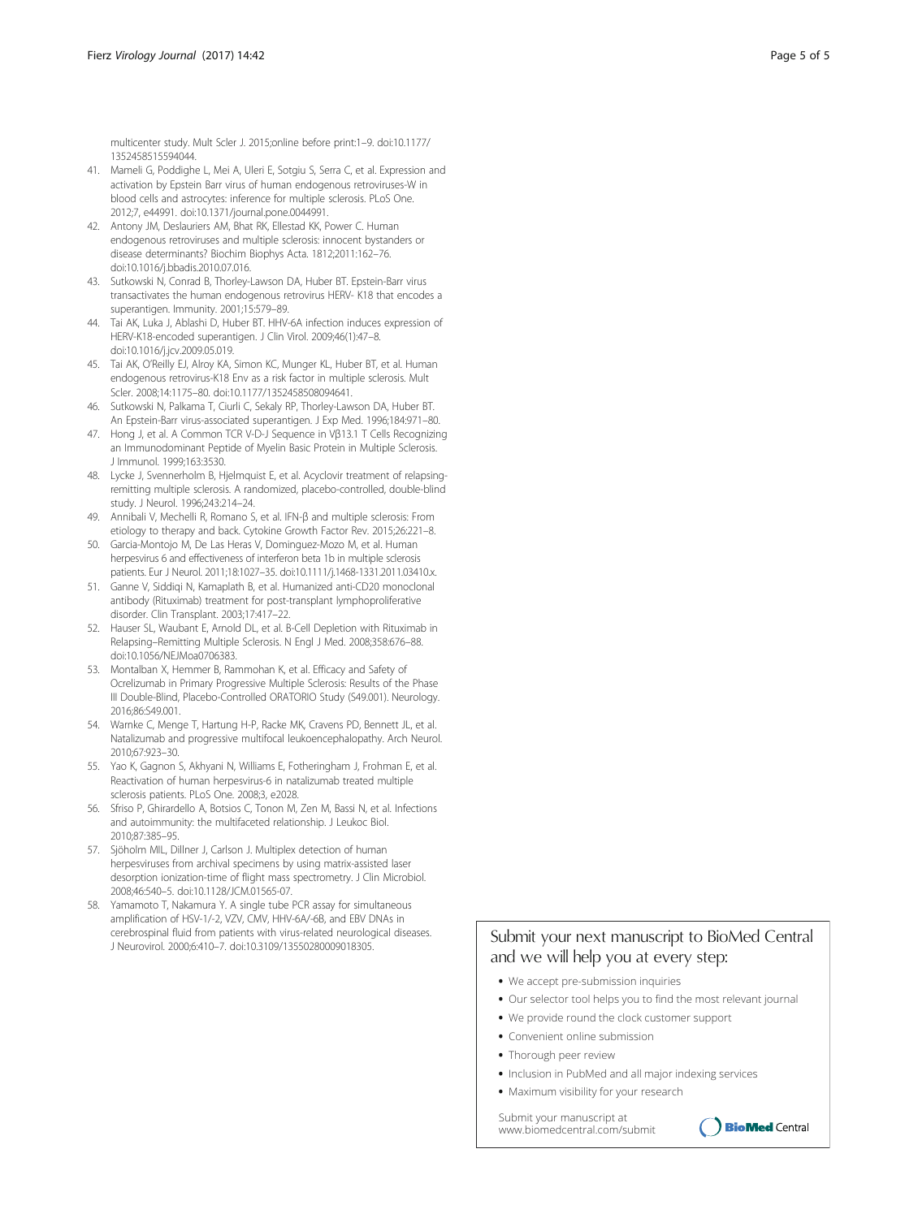multicenter study. Mult Scler J. 2015;online before print:1–9. doi:10.1177/1352458515594044.

41. Mameli G, Poddighe L, Mei A, Uleri E, Sotgiu S, Serra C, et al. Expression and activation by Epstein Barr virus of human endogenous retroviruses-W in blood cells and astrocytes: inference for multiple sclerosis. PLoS One. 2012;7, e44991. doi:10.1371/journal.pone.0044991.
42. Antony JM, Deslauriers AM, Bhat RK, Ellestad KK, Power C. Human endogenous retroviruses and multiple sclerosis: innocent bystanders or disease determinants? Biochim Biophys Acta. 1812;2011:162–76. doi:10.1016/j.bbadis.2010.07.016.
43. Sutkowski N, Conrad B, Thorley-Lawson DA, Huber BT. Epstein-Barr virus transactivates the human endogenous retrovirus HERV- K18 that encodes a superantigen. Immunity. 2001;15:579–89.
44. Tai AK, Luka J, Ablashi D, Huber BT. HHV-6A infection induces expression of HERV-K18-encoded superantigen. J Clin Virol. 2009;46(1):47–8. doi:10.1016/j.jcv.2009.05.019.
45. Tai AK, O'Reilly EJ, Alroy KA, Simon KC, Munger KL, Huber BT, et al. Human endogenous retrovirus-K18 Env as a risk factor in multiple sclerosis. Mult Scler. 2008;14:1175–80. doi:10.1177/1352458508094641.
46. Sutkowski N, Palkama T, Ciurli C, Sekaly RP, Thorley-Lawson DA, Huber BT. An Epstein-Barr virus-associated superantigen. J Exp Med. 1996;184:971–80.
47. Hong J, et al. A Common TCR V-D-J Sequence in Vβ13.1 T Cells Recognizing an Immunodominant Peptide of Myelin Basic Protein in Multiple Sclerosis. J Immunol. 1999;163:3530.
48. Lycke J, Svennerholm B, Hjelmquist E, et al. Acyclovir treatment of relapsing-remitting multiple sclerosis. A randomized, placebo-controlled, double-blind study. J Neurol. 1996;243:214–24.
49. Annibali V, Mechelli R, Romano S, et al. IFN-β and multiple sclerosis: From etiology to therapy and back. Cytokine Growth Factor Rev. 2015;26:221–8.
50. Garcia-Montojo M, De Las Heras V, Dominguez-Mozo M, et al. Human herpesvirus 6 and effectiveness of interferon beta 1b in multiple sclerosis patients. Eur J Neurol. 2011;18:1027–35. doi:10.1111/j.1468-1331.2011.03410.x.
51. Ganne V, Siddiqi N, Kamaplath B, et al. Humanized anti-CD20 monoclonal antibody (Rituximab) treatment for post-transplant lymphoproliferative disorder. Clin Transplant. 2003;17:417–22.
52. Hauser SL, Waubant E, Arnold DL, et al. B-Cell Depletion with Rituximab in Relapsing–Remitting Multiple Sclerosis. N Engl J Med. 2008;358:676–88. doi:10.1056/NEJMoa0706383.
53. Montalban X, Hemmer B, Rammohan K, et al. Efficacy and Safety of Ocrelizumab in Primary Progressive Multiple Sclerosis: Results of the Phase III Double-Blind, Placebo-Controlled ORATORIO Study (S49.001). Neurology. 2016;86:S49.001.
54. Warnke C, Menge T, Hartung H-P, Racke MK, Cravens PD, Bennett JL, et al. Natalizumab and progressive multifocal leukoencephalopathy. Arch Neurol. 2010;67:923–30.
55. Yao K, Gagnon S, Akhyani N, Williams E, Fotheringham J, Frohman E, et al. Reactivation of human herpesvirus-6 in natalizumab treated multiple sclerosis patients. PLoS One. 2008;3, e2028.
56. Sfriso P, Ghirardello A, Botsios C, Tonon M, Zen M, Bassi N, et al. Infections and autoimmunity: the multifaceted relationship. J Leukoc Biol. 2010;87:385–95.
57. Sjöholm MIL, Dillner J, Carlson J. Multiplex detection of human herpesviruses from archival specimens by using matrix-assisted laser desorption ionization-time of flight mass spectrometry. J Clin Microbiol. 2008;46:540–5. doi:10.1128/JCM.01565-07.
58. Yamamoto T, Nakamura Y. A single tube PCR assay for simultaneous amplification of HSV-1/-2, VZV, CMV, HHV-6A/-6B, and EBV DNAs in cerebrospinal fluid from patients with virus-related neurological diseases. J Neurovirol. 2000;6:410–7. doi:10.3109/13550280009018305.

Submit your next manuscript to BioMed Central and we will help you at every step:

- We accept pre-submission inquiries
- Our selector tool helps you to find the most relevant journal
- We provide round the clock customer support
- Convenient online submission
- Thorough peer review
- Inclusion in PubMed and all major indexing services
- Maximum visibility for your research

Submit your manuscript at www.biomedcentral.com/submit

BioMed Central